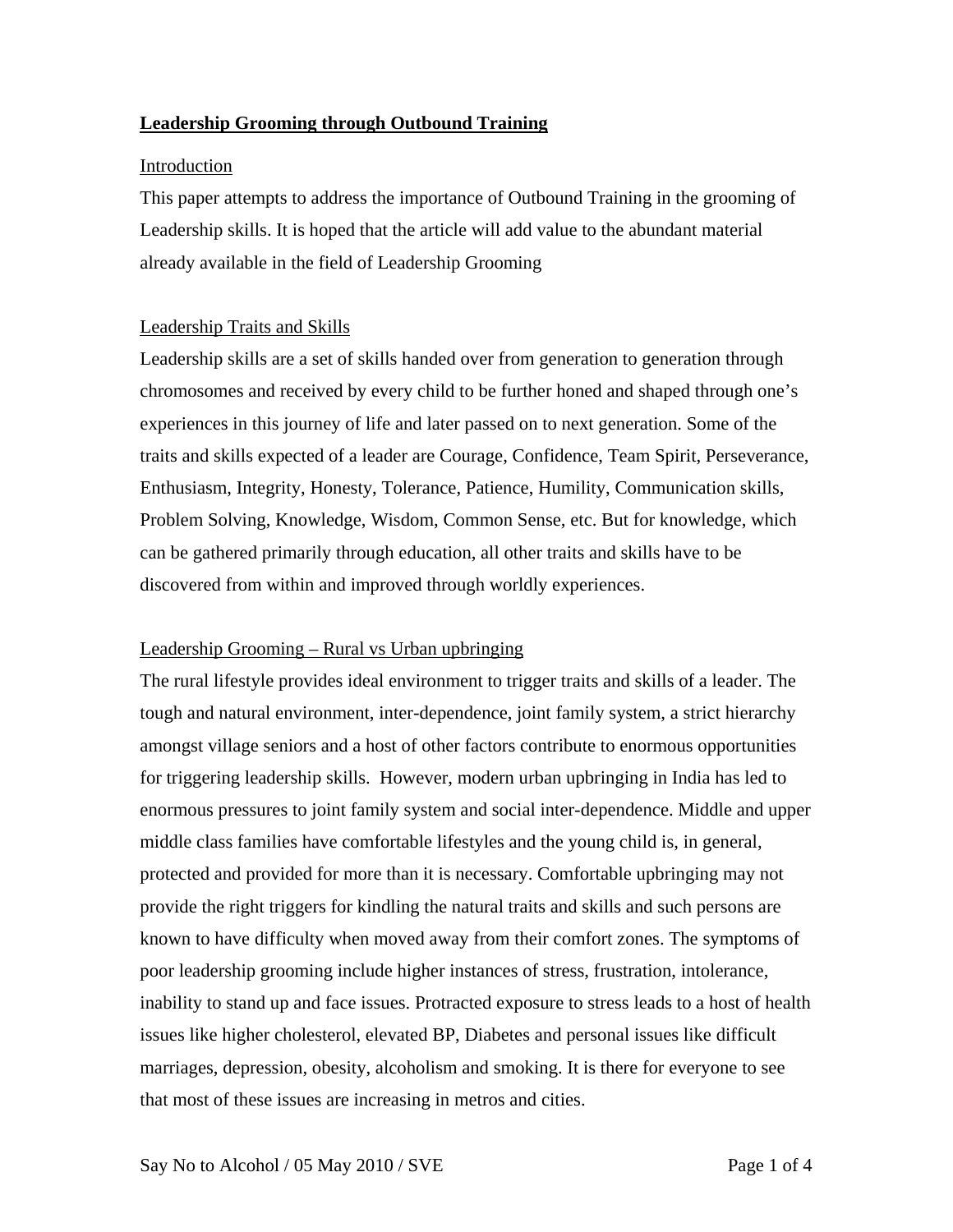# Leadership Grooming through Outbound Training

## Introduction

This paper attempts to address the importance of Outbound Training in the grooming of Leadership skills. It is hoped that the article will add value to the abundant material already available in the field of Leadership Grooming

## Leadership Traits and Skills

Leadership skills are a set of skills handed over from generation to generation through chromosomes and received by every child to be further honed and shaped through one's experiences in this journey of life and later passed on to next generation. Some of the traits and skills expected of a leader are Courage, Confidence, Team Spirit, Perseverance, Enthusiasm, Integrity, Honesty, Tolerance, Patience, Humility, Communication skills, Problem Solving, Knowledge, Wisdom, Common Sense, etc. But for knowledge, which can be gathered primarily through education, all other traits and skills have to be discovered from within and improved through worldly experiences.

## Leadership Grooming – Rural vs Urban upbringing

The rural lifestyle provides ideal environment to trigger traits and skills of a leader. The tough and natural environment, inter-dependence, joint family system, a strict hierarchy amongst village seniors and a host of other factors contribute to enormous opportunities for triggering leadership skills. However, modern urban upbringing in India has led to enormous pressures to joint family system and social inter-dependence. Middle and upper middle class families have comfortable lifestyles and the young child is, in general, protected and provided for more than it is necessary. Comfortable upbringing may not provide the right triggers for kindling the natural traits and skills and such persons are known to have difficulty when moved away from their comfort zones. The symptoms of poor leadership grooming include higher instances of stress, frustration, intolerance, inability to stand up and face issues. Protracted exposure to stress leads to a host of health issues like higher cholesterol, elevated BP, Diabetes and personal issues like difficult marriages, depression, obesity, alcoholism and smoking. It is there for everyone to see that most of these issues are increasing in metros and cities.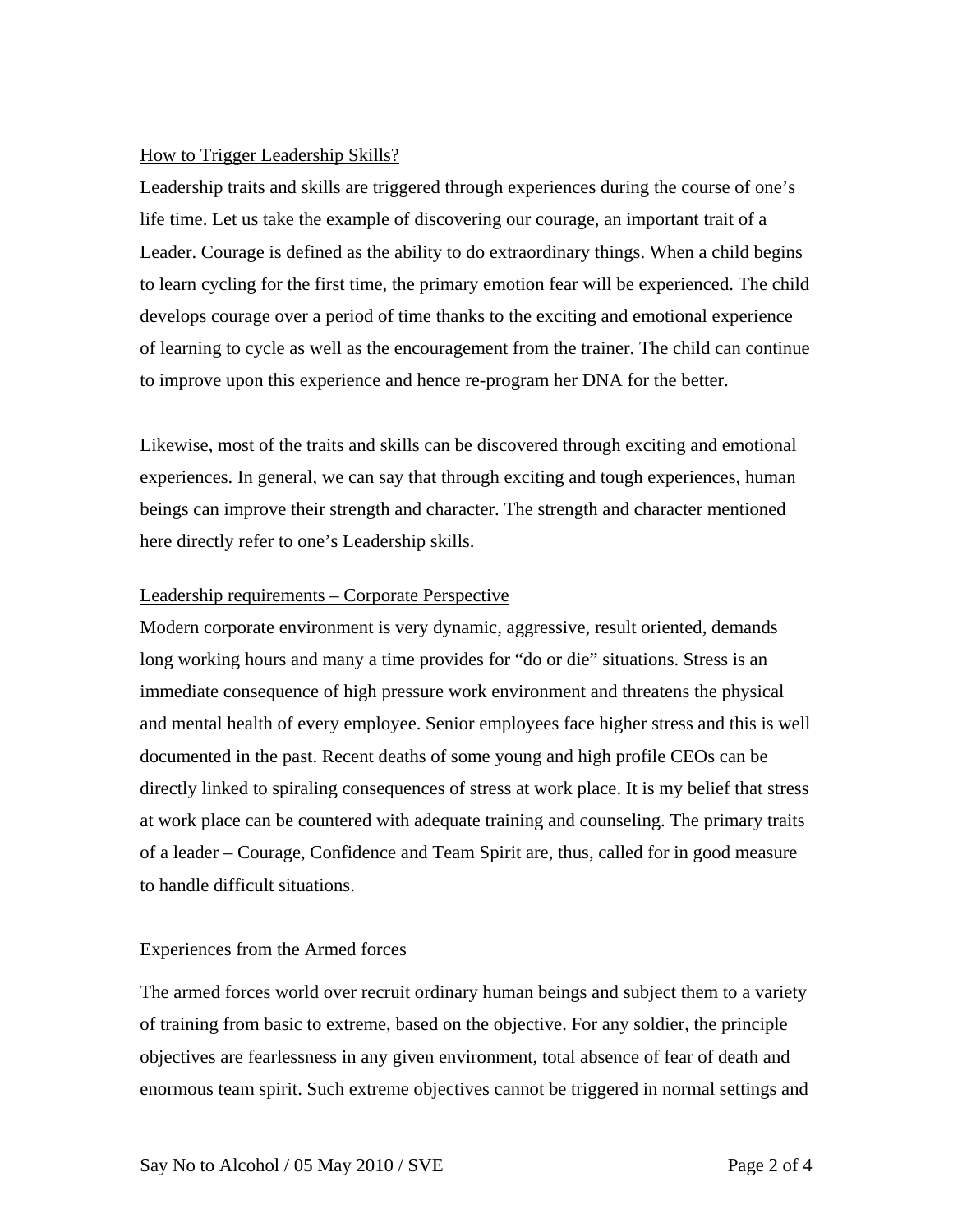## How to Trigger Leadership Skills?

Leadership traits and skills are triggered through experiences during the course of one's life time. Let us take the example of discovering our courage, an important trait of a Leader. Courage is defined as the ability to do extraordinary things. When a child begins to learn cycling for the first time, the primary emotion fear will be experienced. The child develops courage over a period of time thanks to the exciting and emotional experience of learning to cycle as well as the encouragement from the trainer. The child can continue to improve upon this experience and hence re-program her DNA for the better.

Likewise, most of the traits and skills can be discovered through exciting and emotional experiences. In general, we can say that through exciting and tough experiences, human beings can improve their strength and character. The strength and character mentioned here directly refer to one's Leadership skills.

## Leadership requirements – Corporate Perspective

Modern corporate environment is very dynamic, aggressive, result oriented, demands long working hours and many a time provides for "do or die" situations. Stress is an immediate consequence of high pressure work environment and threatens the physical and mental health of every employee. Senior employees face higher stress and this is well documented in the past. Recent deaths of some young and high profile CEOs can be directly linked to spiraling consequences of stress at work place. It is my belief that stress at work place can be countered with adequate training and counseling. The primary traits of a leader – Courage, Confidence and Team Spirit are, thus, called for in good measure to handle difficult situations.

## Experiences from the Armed forces

The armed forces world over recruit ordinary human beings and subject them to a variety of training from basic to extreme, based on the objective. For any soldier, the principle objectives are fearlessness in any given environment, total absence of fear of death and enormous team spirit. Such extreme objectives cannot be triggered in normal settings and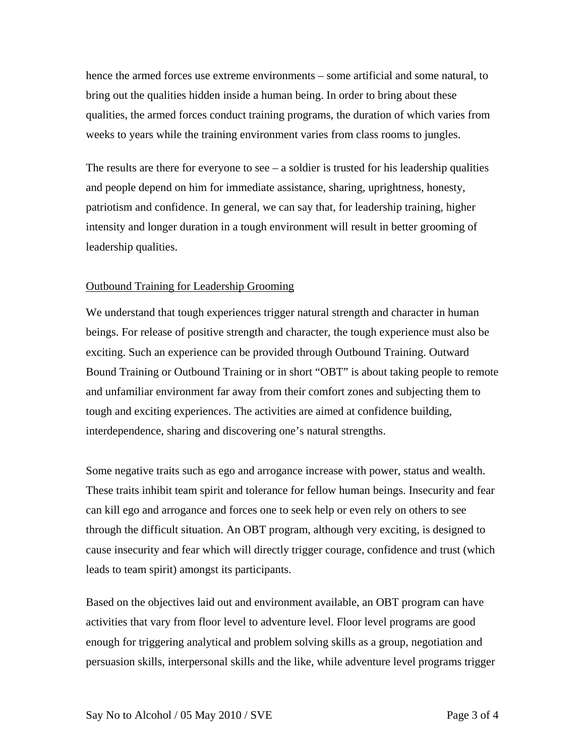hence the armed forces use extreme environments – some artificial and some natural, to bring out the qualities hidden inside a human being. In order to bring about these qualities, the armed forces conduct training programs, the duration of which varies from weeks to years while the training environment varies from class rooms to jungles.

The results are there for everyone to see – a soldier is trusted for his leadership qualities and people depend on him for immediate assistance, sharing, uprightness, honesty, patriotism and confidence. In general, we can say that, for leadership training, higher intensity and longer duration in a tough environment will result in better grooming of leadership qualities.

<u>Outbound Training for Leadership Grooming</u>

We understand that tough experiences trigger natural strength and character in human beings. For release of positive strength and character, the tough experience must also be exciting. Such an experience can be provided through Outbound Training. Outward Bound Training or Outbound Training or in short "OBT" is about taking people to remote and unfamiliar environment far away from their comfort zones and subjecting them to tough and exciting experiences. The activities are aimed at confidence building, interdependence, sharing and discovering one's natural strengths.

Some negative traits such as ego and arrogance increase with power, status and wealth. These traits inhibit team spirit and tolerance for fellow human beings. Insecurity and fear can kill ego and arrogance and forces one to seek help or even rely on others to see through the difficult situation. An OBT program, although very exciting, is designed to cause insecurity and fear which will directly trigger courage, confidence and trust (which leads to team spirit) amongst its participants.

Based on the objectives laid out and environment available, an OBT program can have activities that vary from floor level to adventure level. Floor level programs are good enough for triggering analytical and problem solving skills as a group, negotiation and persuasion skills, interpersonal skills and the like, while adventure level programs trigger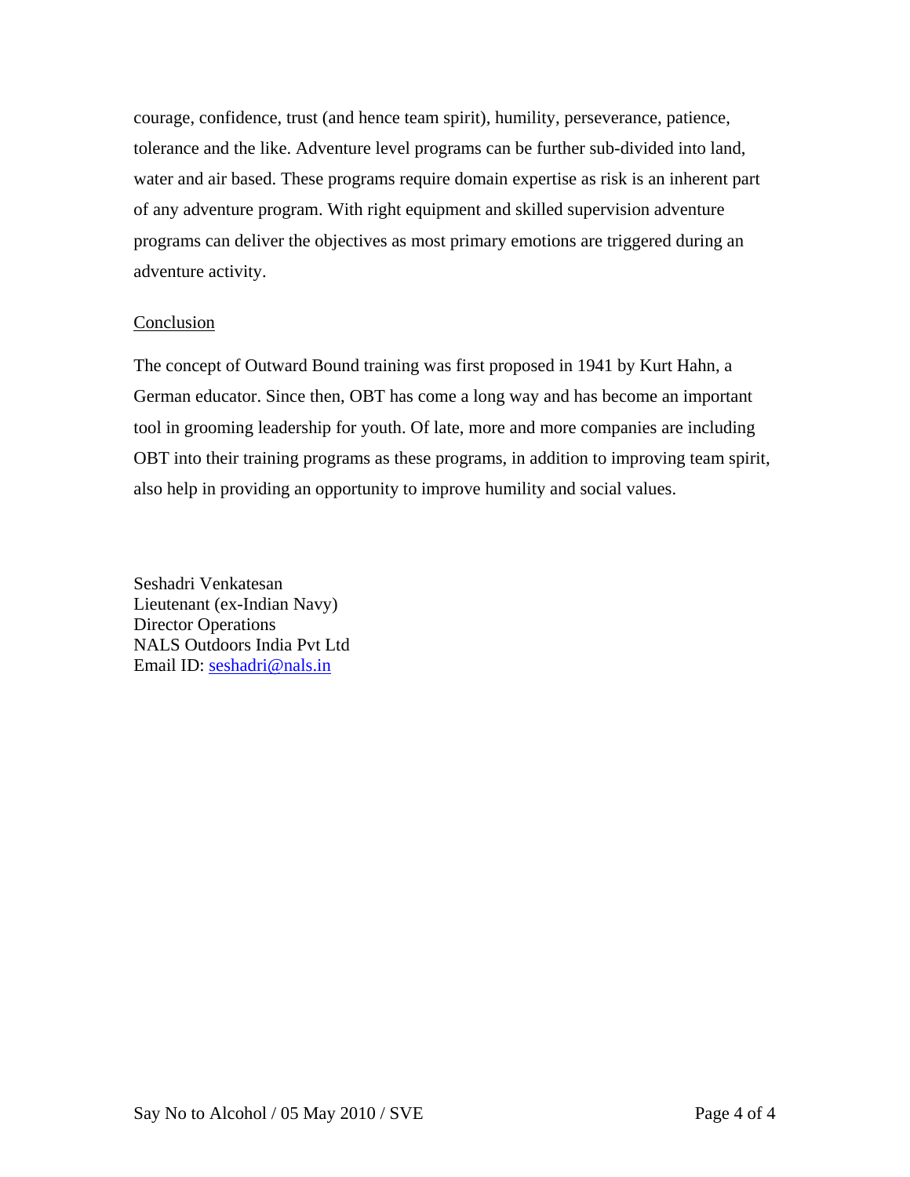courage, confidence, trust (and hence team spirit), humility, perseverance, patience, tolerance and the like. Adventure level programs can be further sub-divided into land, water and air based. These programs require domain expertise as risk is an inherent part of any adventure program. With right equipment and skilled supervision adventure programs can deliver the objectives as most primary emotions are triggered during an adventure activity.

## Conclusion

The concept of Outward Bound training was first proposed in 1941 by Kurt Hahn, a German educator. Since then, OBT has come a long way and has become an important tool in grooming leadership for youth. Of late, more and more companies are including OBT into their training programs as these programs, in addition to improving team spirit, also help in providing an opportunity to improve humility and social values.

Seshadri Venkatesan
Lieutenant (ex-Indian Navy)
Director Operations
NALS Outdoors India Pvt Ltd
Email ID: seshadri@nals.in